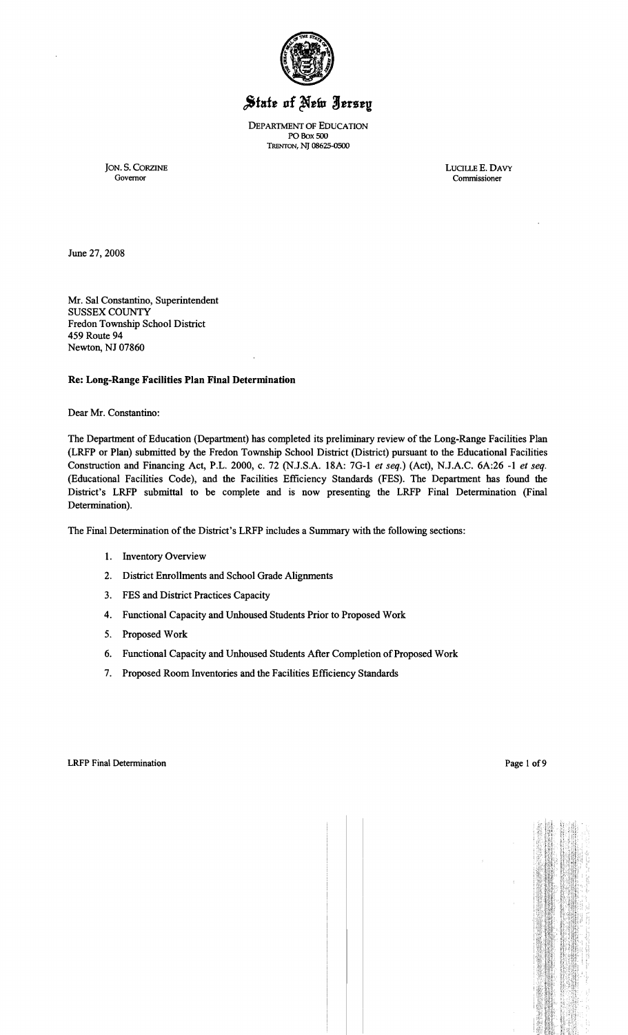# State of New Jersey

DEPARTMENT OF EDUCATION
PO Box 500
TRENTON, NJ 08625-0500

JON. S. CORZINE
Governor

LUCILLE E. DAVY
Commissioner

June 27, 2008

Mr. Sal Constantino, Superintendent
SUSSEX COUNTY
Fredon Township School District
459 Route 94
Newton, NJ 07860

**Re: Long-Range Facilities Plan Final Determination**

Dear Mr. Constantino:

The Department of Education (Department) has completed its preliminary review of the Long-Range Facilities Plan (LRFP or Plan) submitted by the Fredon Township School District (District) pursuant to the Educational Facilities Construction and Financing Act, P.L. 2000, c. 72 (N.J.S.A. 18A: 7G-1 *et seq.*) (Act), N.J.A.C. 6A:26 -1 *et seq.* (Educational Facilities Code), and the Facilities Efficiency Standards (FES). The Department has found the District's LRFP submittal to be complete and is now presenting the LRFP Final Determination (Final Determination).

The Final Determination of the District's LRFP includes a Summary with the following sections:

1. Inventory Overview
2. District Enrollments and School Grade Alignments
3. FES and District Practices Capacity
4. Functional Capacity and Unhoused Students Prior to Proposed Work
5. Proposed Work
6. Functional Capacity and Unhoused Students After Completion of Proposed Work
7. Proposed Room Inventories and the Facilities Efficiency Standards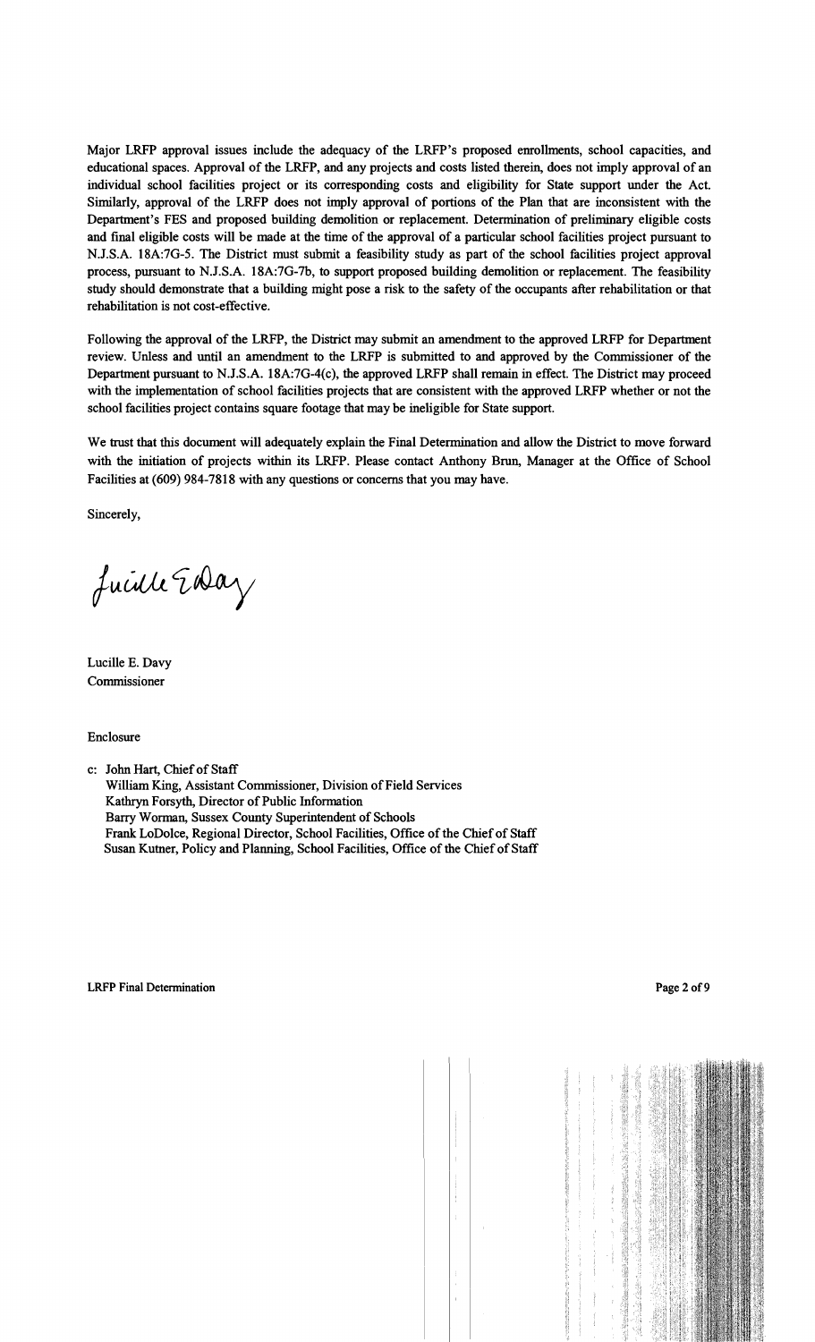Major LRFP approval issues include the adequacy of the LRFP's proposed enrollments, school capacities, and educational spaces. Approval of the LRFP, and any projects and costs listed therein, does not imply approval of an individual school facilities project or its corresponding costs and eligibility for State support under the Act. Similarly, approval of the LRFP does not imply approval of portions of the Plan that are inconsistent with the Department's FES and proposed building demolition or replacement. Determination of preliminary eligible costs and final eligible costs will be made at the time of the approval of a particular school facilities project pursuant to N.J.S.A. 18A:7G-5. The District must submit a feasibility study as part of the school facilities project approval process, pursuant to N.J.S.A. 18A:7G-7b, to support proposed building demolition or replacement. The feasibility study should demonstrate that a building might pose a risk to the safety of the occupants after rehabilitation or that rehabilitation is not cost-effective.

Following the approval of the LRFP, the District may submit an amendment to the approved LRFP for Department review. Unless and until an amendment to the LRFP is submitted to and approved by the Commissioner of the Department pursuant to N.J.S.A. 18A:7G-4(c), the approved LRFP shall remain in effect. The District may proceed with the implementation of school facilities projects that are consistent with the approved LRFP whether or not the school facilities project contains square footage that may be ineligible for State support.

We trust that this document will adequately explain the Final Determination and allow the District to move forward with the initiation of projects within its LRFP. Please contact Anthony Brun, Manager at the Office of School Facilities at (609) 984-7818 with any questions or concerns that you may have.

Sincerely,

Lucille E. Davy

Lucille E. Davy
Commissioner

Enclosure

c: John Hart, Chief of Staff
William King, Assistant Commissioner, Division of Field Services
Kathryn Forsyth, Director of Public Information
Barry Worman, Sussex County Superintendent of Schools
Frank LoDolce, Regional Director, School Facilities, Office of the Chief of Staff
Susan Kutner, Policy and Planning, School Facilities, Office of the Chief of Staff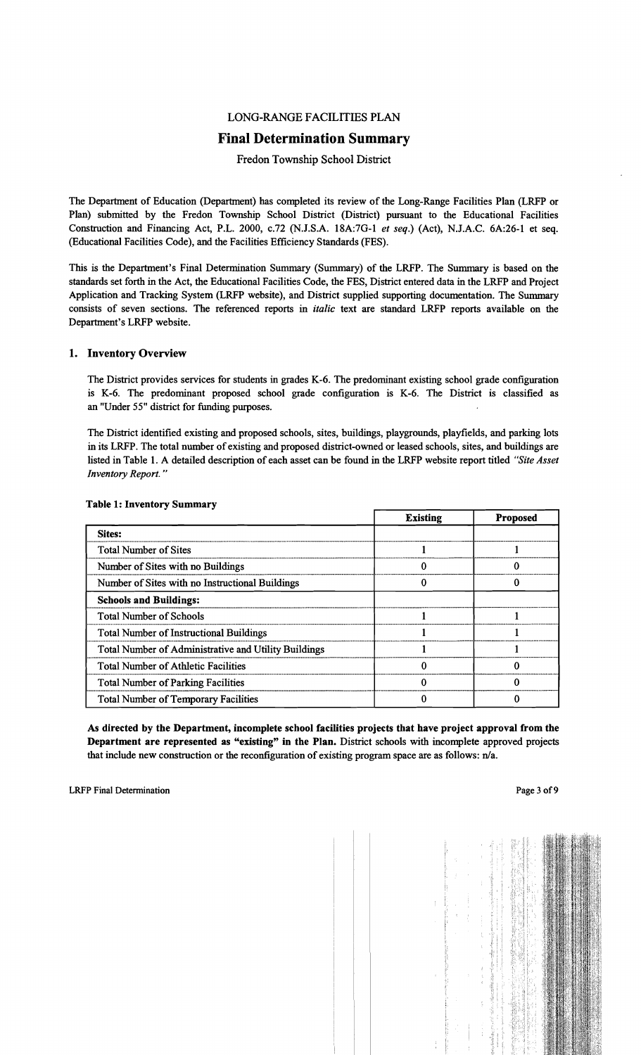LONG-RANGE FACILITIES PLAN

# Final Determination Summary

Fredon Township School District

The Department of Education (Department) has completed its review of the Long-Range Facilities Plan (LRFP or Plan) submitted by the Fredon Township School District (District) pursuant to the Educational Facilities Construction and Financing Act, P.L. 2000, c.72 (N.J.S.A. 18A:7G-1 *et seq.*) (Act), N.J.A.C. 6A:26-1 et seq. (Educational Facilities Code), and the Facilities Efficiency Standards (FES).

This is the Department's Final Determination Summary (Summary) of the LRFP. The Summary is based on the standards set forth in the Act, the Educational Facilities Code, the FES, District entered data in the LRFP and Project Application and Tracking System (LRFP website), and District supplied supporting documentation. The Summary consists of seven sections. The referenced reports in *italic* text are standard LRFP reports available on the Department's LRFP website.

## 1. Inventory Overview

The District provides services for students in grades K-6. The predominant existing school grade configuration is K-6. The predominant proposed school grade configuration is K-6. The District is classified as an "Under 55" district for funding purposes.

The District identified existing and proposed schools, sites, buildings, playgrounds, playfields, and parking lots in its LRFP. The total number of existing and proposed district-owned or leased schools, sites, and buildings are listed in Table 1. A detailed description of each asset can be found in the LRFP website report titled *"Site Asset Inventory Report."*

**Table 1: Inventory Summary**

| | Existing | Proposed |
|---|---|---|
| **Sites:** | | |
| Total Number of Sites | 1 | 1 |
| Number of Sites with no Buildings | 0 | 0 |
| Number of Sites with no Instructional Buildings | 0 | 0 |
| **Schools and Buildings:** | | |
| Total Number of Schools | 1 | 1 |
| Total Number of Instructional Buildings | 1 | 1 |
| Total Number of Administrative and Utility Buildings | 1 | 1 |
| Total Number of Athletic Facilities | 0 | 0 |
| Total Number of Parking Facilities | 0 | 0 |
| Total Number of Temporary Facilities | 0 | 0 |

**As directed by the Department, incomplete school facilities projects that have project approval from the Department are represented as "existing" in the Plan.** District schools with incomplete approved projects that include new construction or the reconfiguration of existing program space are as follows: n/a.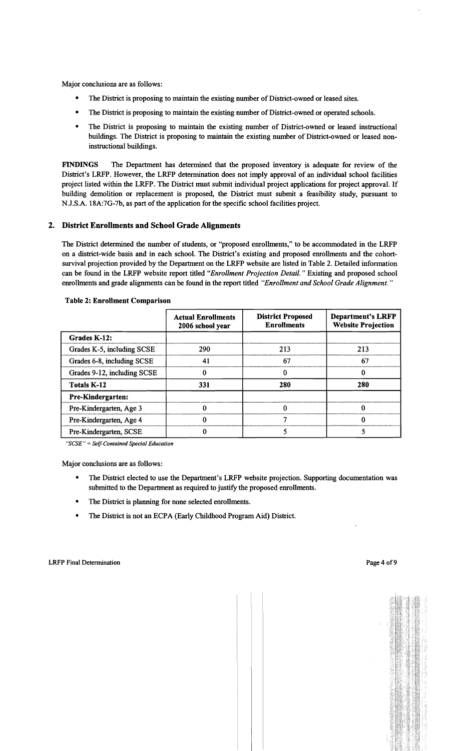Major conclusions are as follows:

- The District is proposing to maintain the existing number of District-owned or leased sites.
- The District is proposing to maintain the existing number of District-owned or operated schools.
- The District is proposing to maintain the existing number of District-owned or leased instructional buildings. The District is proposing to maintain the existing number of District-owned or leased non-instructional buildings.

**FINDINGS** The Department has determined that the proposed inventory is adequate for review of the District's LRFP. However, the LRFP determination does not imply approval of an individual school facilities project listed within the LRFP. The District must submit individual project applications for project approval. If building demolition or replacement is proposed, the District must submit a feasibility study, pursuant to N.J.S.A. 18A:7G-7b, as part of the application for the specific school facilities project.

## 2. District Enrollments and School Grade Alignments

The District determined the number of students, or "proposed enrollments," to be accommodated in the LRFP on a district-wide basis and in each school. The District's existing and proposed enrollments and the cohort-survival projection provided by the Department on the LRFP website are listed in Table 2. Detailed information can be found in the LRFP website report titled *"Enrollment Projection Detail."* Existing and proposed school enrollments and grade alignments can be found in the report titled *"Enrollment and School Grade Alignment."*

**Table 2: Enrollment Comparison**

| | Actual Enrollments 2006 school year | District Proposed Enrollments | Department's LRFP Website Projection |
|---|---|---|---|
| **Grades K-12:** | | | |
| Grades K-5, including SCSE | 290 | 213 | 213 |
| Grades 6-8, including SCSE | 41 | 67 | 67 |
| Grades 9-12, including SCSE | 0 | 0 | 0 |
| **Totals K-12** | **331** | **280** | **280** |
| **Pre-Kindergarten:** | | | |
| Pre-Kindergarten, Age 3 | 0 | 0 | 0 |
| Pre-Kindergarten, Age 4 | 0 | 7 | 0 |
| Pre-Kindergarten, SCSE | 0 | 5 | 5 |

*"SCSE" = Self-Contained Special Education*

Major conclusions are as follows:

- The District elected to use the Department's LRFP website projection. Supporting documentation was submitted to the Department as required to justify the proposed enrollments.
- The District is planning for none selected enrollments.
- The District is not an ECPA (Early Childhood Program Aid) District.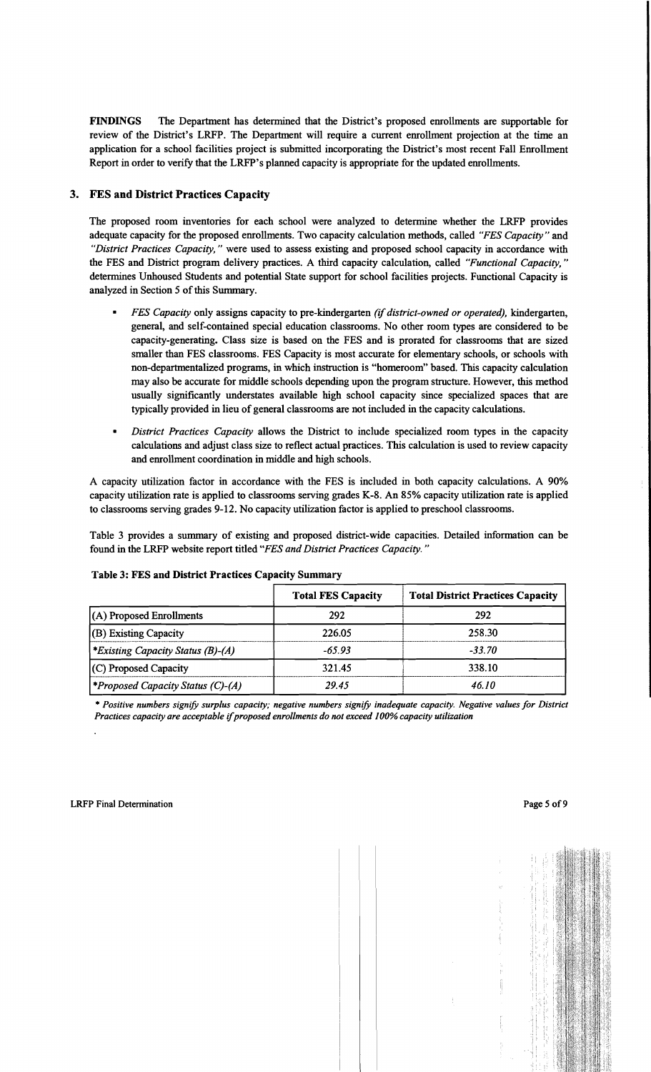**FINDINGS** The Department has determined that the District's proposed enrollments are supportable for review of the District's LRFP. The Department will require a current enrollment projection at the time an application for a school facilities project is submitted incorporating the District's most recent Fall Enrollment Report in order to verify that the LRFP's planned capacity is appropriate for the updated enrollments.

## 3. FES and District Practices Capacity

The proposed room inventories for each school were analyzed to determine whether the LRFP provides adequate capacity for the proposed enrollments. Two capacity calculation methods, called *"FES Capacity"* and *"District Practices Capacity,"* were used to assess existing and proposed school capacity in accordance with the FES and District program delivery practices. A third capacity calculation, called *"Functional Capacity,"* determines Unhoused Students and potential State support for school facilities projects. Functional Capacity is analyzed in Section 5 of this Summary.

- *FES Capacity* only assigns capacity to pre-kindergarten *(if district-owned or operated)*, kindergarten, general, and self-contained special education classrooms. No other room types are considered to be capacity-generating. Class size is based on the FES and is prorated for classrooms that are sized smaller than FES classrooms. FES Capacity is most accurate for elementary schools, or schools with non-departmentalized programs, in which instruction is "homeroom" based. This capacity calculation may also be accurate for middle schools depending upon the program structure. However, this method usually significantly understates available high school capacity since specialized spaces that are typically provided in lieu of general classrooms are not included in the capacity calculations.
- *District Practices Capacity* allows the District to include specialized room types in the capacity calculations and adjust class size to reflect actual practices. This calculation is used to review capacity and enrollment coordination in middle and high schools.

A capacity utilization factor in accordance with the FES is included in both capacity calculations. A 90% capacity utilization rate is applied to classrooms serving grades K-8. An 85% capacity utilization rate is applied to classrooms serving grades 9-12. No capacity utilization factor is applied to preschool classrooms.

Table 3 provides a summary of existing and proposed district-wide capacities. Detailed information can be found in the LRFP website report titled *"FES and District Practices Capacity."*

**Table 3: FES and District Practices Capacity Summary**

| | Total FES Capacity | Total District Practices Capacity |
|---|---|---|
| (A) Proposed Enrollments | 292 | 292 |
| (B) Existing Capacity | 226.05 | 258.30 |
| **Existing Capacity Status (B)-(A)* | *-65.93* | *-33.70* |
| (C) Proposed Capacity | 321.45 | 338.10 |
| **Proposed Capacity Status (C)-(A)* | *29.45* | *46.10* |

*\* Positive numbers signify surplus capacity; negative numbers signify inadequate capacity. Negative values for District Practices capacity are acceptable if proposed enrollments do not exceed 100% capacity utilization*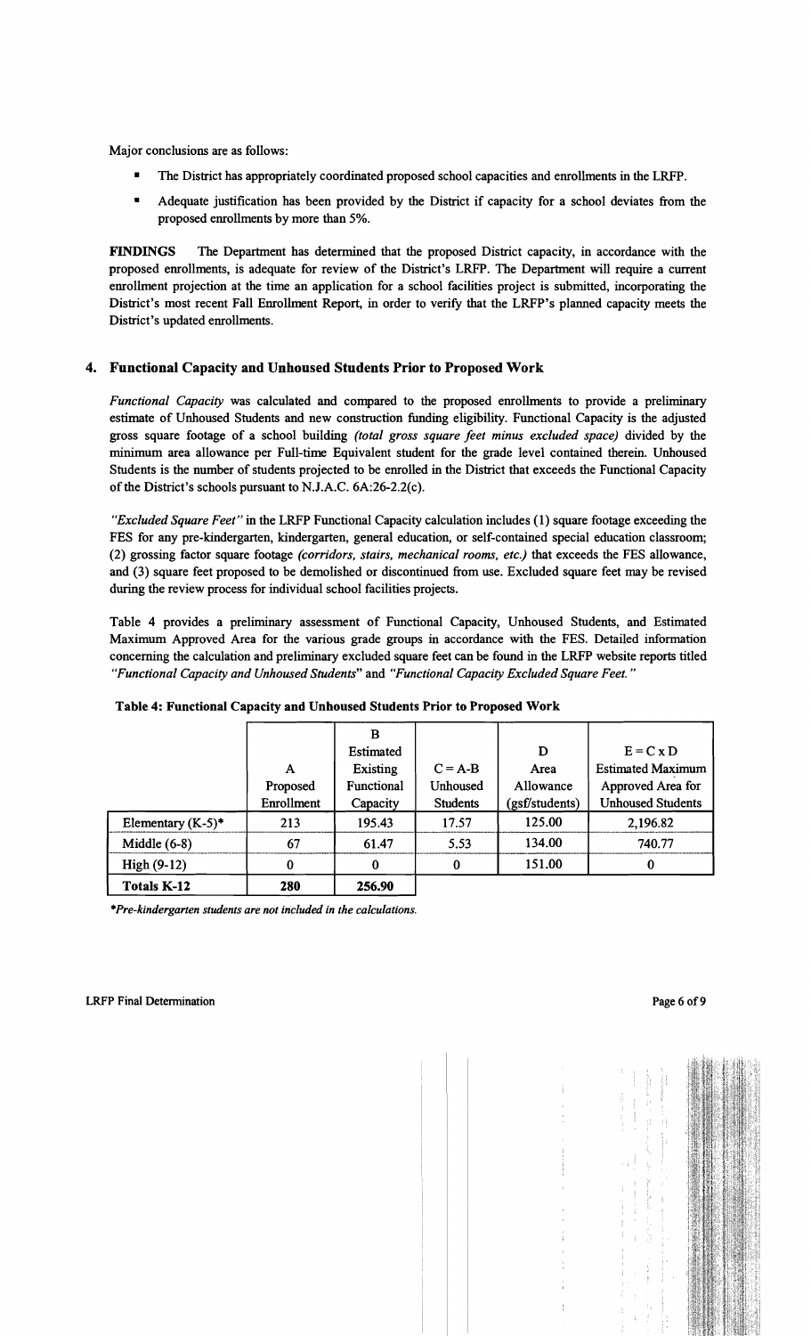Major conclusions are as follows:

- The District has appropriately coordinated proposed school capacities and enrollments in the LRFP.
- Adequate justification has been provided by the District if capacity for a school deviates from the proposed enrollments by more than 5%.

**FINDINGS** The Department has determined that the proposed District capacity, in accordance with the proposed enrollments, is adequate for review of the District's LRFP. The Department will require a current enrollment projection at the time an application for a school facilities project is submitted, incorporating the District's most recent Fall Enrollment Report, in order to verify that the LRFP's planned capacity meets the District's updated enrollments.

## 4. Functional Capacity and Unhoused Students Prior to Proposed Work

*Functional Capacity* was calculated and compared to the proposed enrollments to provide a preliminary estimate of Unhoused Students and new construction funding eligibility. Functional Capacity is the adjusted gross square footage of a school building *(total gross square feet minus excluded space)* divided by the minimum area allowance per Full-time Equivalent student for the grade level contained therein. Unhoused Students is the number of students projected to be enrolled in the District that exceeds the Functional Capacity of the District's schools pursuant to N.J.A.C. 6A:26-2.2(c).

*"Excluded Square Feet"* in the LRFP Functional Capacity calculation includes (1) square footage exceeding the FES for any pre-kindergarten, kindergarten, general education, or self-contained special education classroom; (2) grossing factor square footage *(corridors, stairs, mechanical rooms, etc.)* that exceeds the FES allowance, and (3) square feet proposed to be demolished or discontinued from use. Excluded square feet may be revised during the review process for individual school facilities projects.

Table 4 provides a preliminary assessment of Functional Capacity, Unhoused Students, and Estimated Maximum Approved Area for the various grade groups in accordance with the FES. Detailed information concerning the calculation and preliminary excluded square feet can be found in the LRFP website reports titled *"Functional Capacity and Unhoused Students"* and *"Functional Capacity Excluded Square Feet."*

**Table 4: Functional Capacity and Unhoused Students Prior to Proposed Work**

| | A Proposed Enrollment | B Estimated Existing Functional Capacity | C = A-B Unhoused Students | D Area Allowance (gsf/students) | E = C x D Estimated Maximum Approved Area for Unhoused Students |
|---|---|---|---|---|---|
| Elementary (K-5)* | 213 | 195.43 | 17.57 | 125.00 | 2,196.82 |
| Middle (6-8) | 67 | 61.47 | 5.53 | 134.00 | 740.77 |
| High (9-12) | 0 | 0 | 0 | 151.00 | 0 |
| **Totals K-12** | **280** | **256.90** | | | |

*\*Pre-kindergarten students are not included in the calculations.*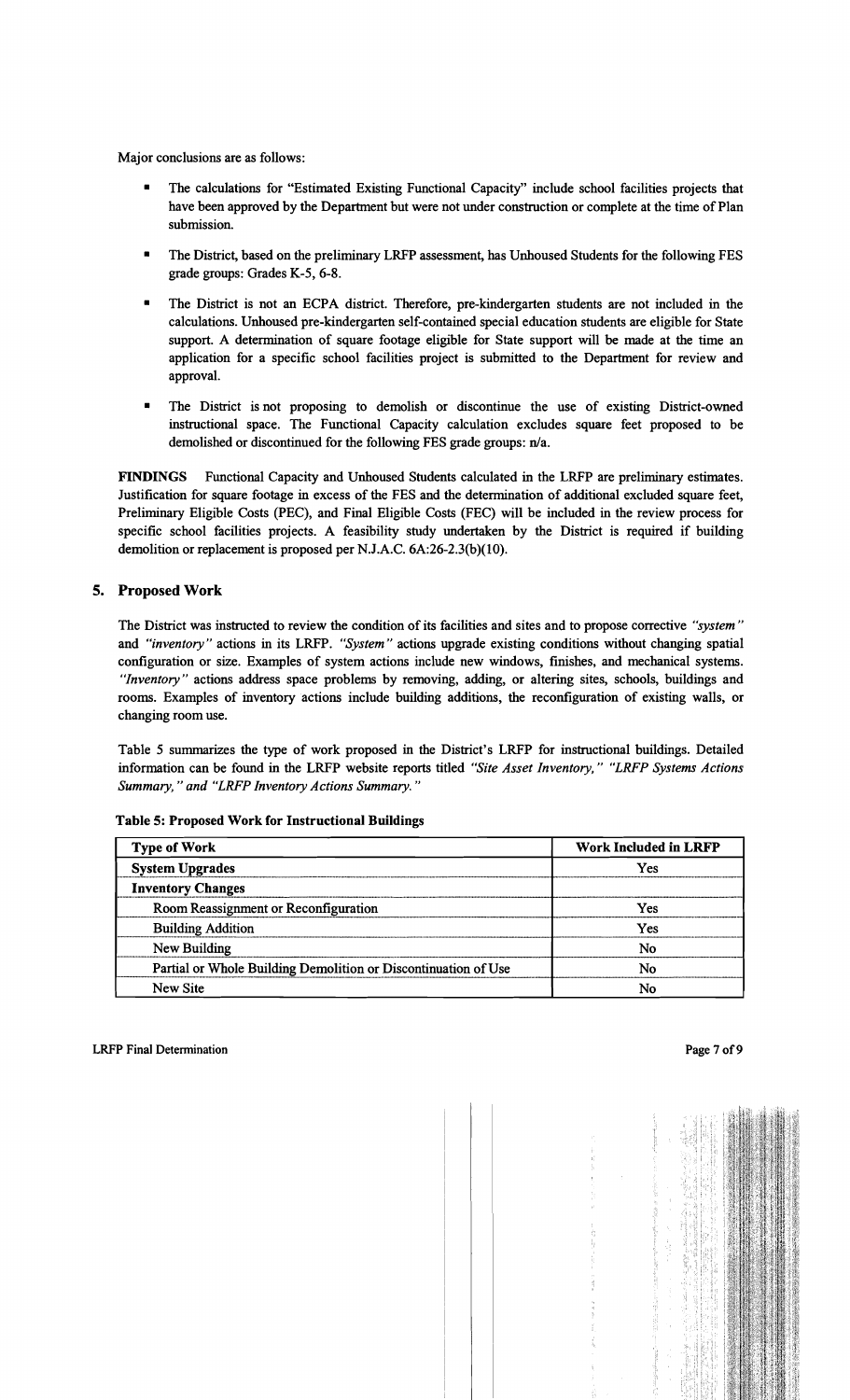Major conclusions are as follows:

- The calculations for "Estimated Existing Functional Capacity" include school facilities projects that have been approved by the Department but were not under construction or complete at the time of Plan submission.
- The District, based on the preliminary LRFP assessment, has Unhoused Students for the following FES grade groups: Grades K-5, 6-8.
- The District is not an ECPA district. Therefore, pre-kindergarten students are not included in the calculations. Unhoused pre-kindergarten self-contained special education students are eligible for State support. A determination of square footage eligible for State support will be made at the time an application for a specific school facilities project is submitted to the Department for review and approval.
- The District is not proposing to demolish or discontinue the use of existing District-owned instructional space. The Functional Capacity calculation excludes square feet proposed to be demolished or discontinued for the following FES grade groups: n/a.

**FINDINGS** Functional Capacity and Unhoused Students calculated in the LRFP are preliminary estimates. Justification for square footage in excess of the FES and the determination of additional excluded square feet, Preliminary Eligible Costs (PEC), and Final Eligible Costs (FEC) will be included in the review process for specific school facilities projects. A feasibility study undertaken by the District is required if building demolition or replacement is proposed per N.J.A.C. 6A:26-2.3(b)(10).

## 5. Proposed Work

The District was instructed to review the condition of its facilities and sites and to propose corrective *"system"* and *"inventory"* actions in its LRFP. *"System"* actions upgrade existing conditions without changing spatial configuration or size. Examples of system actions include new windows, finishes, and mechanical systems. *"Inventory"* actions address space problems by removing, adding, or altering sites, schools, buildings and rooms. Examples of inventory actions include building additions, the reconfiguration of existing walls, or changing room use.

Table 5 summarizes the type of work proposed in the District's LRFP for instructional buildings. Detailed information can be found in the LRFP website reports titled *"Site Asset Inventory," "LRFP Systems Actions Summary," and "LRFP Inventory Actions Summary."*

**Table 5: Proposed Work for Instructional Buildings**

| Type of Work | Work Included in LRFP |
|---|---|
| **System Upgrades** | Yes |
| **Inventory Changes** | |
| Room Reassignment or Reconfiguration | Yes |
| Building Addition | Yes |
| New Building | No |
| Partial or Whole Building Demolition or Discontinuation of Use | No |
| New Site | No |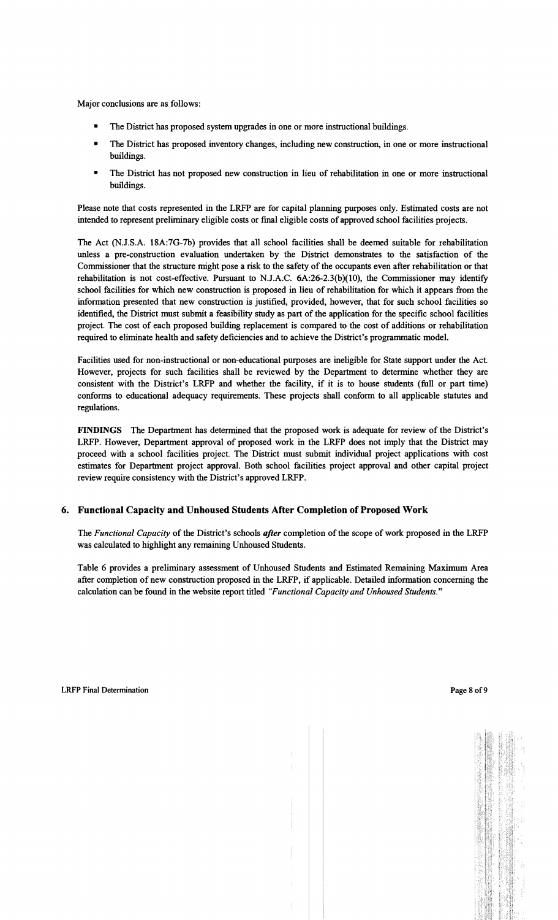Major conclusions are as follows:

- The District has proposed system upgrades in one or more instructional buildings.
- The District has proposed inventory changes, including new construction, in one or more instructional buildings.
- The District has not proposed new construction in lieu of rehabilitation in one or more instructional buildings.

Please note that costs represented in the LRFP are for capital planning purposes only. Estimated costs are not intended to represent preliminary eligible costs or final eligible costs of approved school facilities projects.

The Act (N.J.S.A. 18A:7G-7b) provides that all school facilities shall be deemed suitable for rehabilitation unless a pre-construction evaluation undertaken by the District demonstrates to the satisfaction of the Commissioner that the structure might pose a risk to the safety of the occupants even after rehabilitation or that rehabilitation is not cost-effective. Pursuant to N.J.A.C. 6A:26-2.3(b)(10), the Commissioner may identify school facilities for which new construction is proposed in lieu of rehabilitation for which it appears from the information presented that new construction is justified, provided, however, that for such school facilities so identified, the District must submit a feasibility study as part of the application for the specific school facilities project. The cost of each proposed building replacement is compared to the cost of additions or rehabilitation required to eliminate health and safety deficiencies and to achieve the District's programmatic model.

Facilities used for non-instructional or non-educational purposes are ineligible for State support under the Act. However, projects for such facilities shall be reviewed by the Department to determine whether they are consistent with the District's LRFP and whether the facility, if it is to house students (full or part time) conforms to educational adequacy requirements. These projects shall conform to all applicable statutes and regulations.

**FINDINGS** The Department has determined that the proposed work is adequate for review of the District's LRFP. However, Department approval of proposed work in the LRFP does not imply that the District may proceed with a school facilities project. The District must submit individual project applications with cost estimates for Department project approval. Both school facilities project approval and other capital project review require consistency with the District's approved LRFP.

## 6. Functional Capacity and Unhoused Students After Completion of Proposed Work

The *Functional Capacity* of the District's schools ***after*** completion of the scope of work proposed in the LRFP was calculated to highlight any remaining Unhoused Students.

Table 6 provides a preliminary assessment of Unhoused Students and Estimated Remaining Maximum Area after completion of new construction proposed in the LRFP, if applicable. Detailed information concerning the calculation can be found in the website report titled *"Functional Capacity and Unhoused Students."*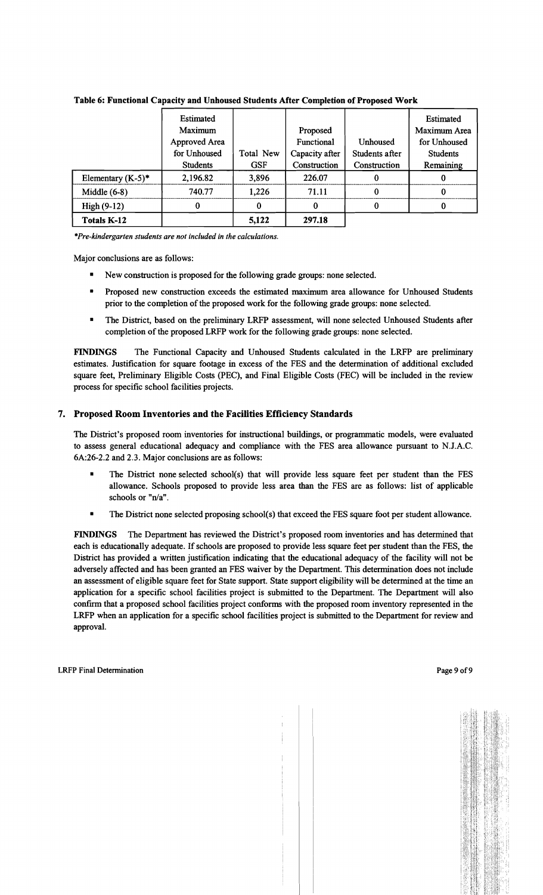**Table 6: Functional Capacity and Unhoused Students After Completion of Proposed Work**

| | Estimated Maximum Approved Area for Unhoused Students | Total New GSF | Proposed Functional Capacity after Construction | Unhoused Students after Construction | Estimated Maximum Area for Unhoused Students Remaining |
|---|---|---|---|---|---|
| Elementary (K-5)* | 2,196.82 | 3,896 | 226.07 | 0 | 0 |
| Middle (6-8) | 740.77 | 1,226 | 71.11 | 0 | 0 |
| High (9-12) | 0 | 0 | 0 | 0 | 0 |
| **Totals K-12** | | **5,122** | **297.18** | | |

*\*Pre-kindergarten students are not included in the calculations.*

Major conclusions are as follows:

- New construction is proposed for the following grade groups: none selected.
- Proposed new construction exceeds the estimated maximum area allowance for Unhoused Students prior to the completion of the proposed work for the following grade groups: none selected.
- The District, based on the preliminary LRFP assessment, will none selected Unhoused Students after completion of the proposed LRFP work for the following grade groups: none selected.

**FINDINGS** The Functional Capacity and Unhoused Students calculated in the LRFP are preliminary estimates. Justification for square footage in excess of the FES and the determination of additional excluded square feet, Preliminary Eligible Costs (PEC), and Final Eligible Costs (FEC) will be included in the review process for specific school facilities projects.

## 7. Proposed Room Inventories and the Facilities Efficiency Standards

The District's proposed room inventories for instructional buildings, or programmatic models, were evaluated to assess general educational adequacy and compliance with the FES area allowance pursuant to N.J.A.C. 6A:26-2.2 and 2.3. Major conclusions are as follows:

- The District none selected school(s) that will provide less square feet per student than the FES allowance. Schools proposed to provide less area than the FES are as follows: list of applicable schools or "n/a".
- The District none selected proposing school(s) that exceed the FES square foot per student allowance.

**FINDINGS** The Department has reviewed the District's proposed room inventories and has determined that each is educationally adequate. If schools are proposed to provide less square feet per student than the FES, the District has provided a written justification indicating that the educational adequacy of the facility will not be adversely affected and has been granted an FES waiver by the Department. This determination does not include an assessment of eligible square feet for State support. State support eligibility will be determined at the time an application for a specific school facilities project is submitted to the Department. The Department will also confirm that a proposed school facilities project conforms with the proposed room inventory represented in the LRFP when an application for a specific school facilities project is submitted to the Department for review and approval.